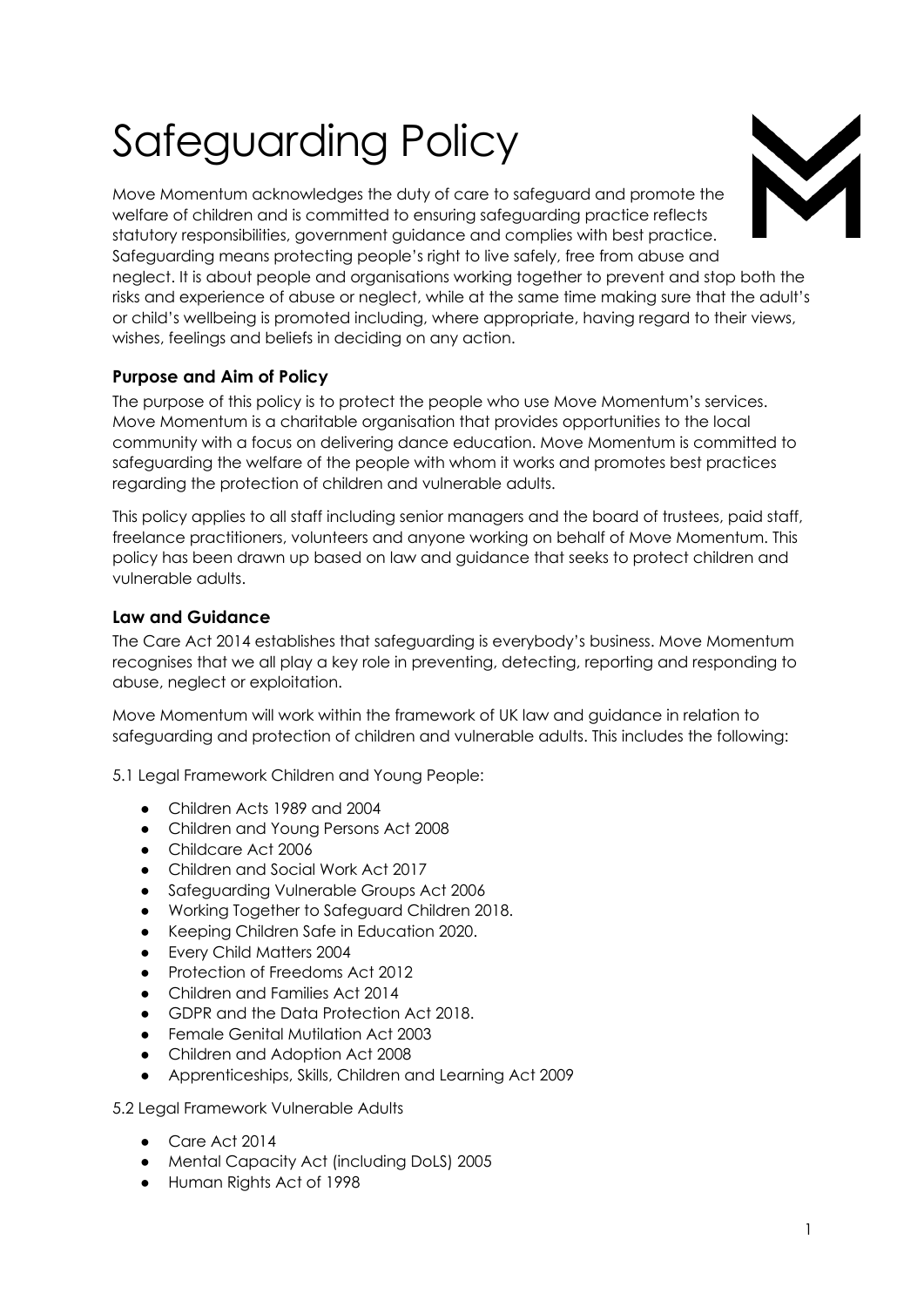# Safeguarding Policy

Move Momentum acknowledges the duty of care to safeguard and promote the welfare of children and is committed to ensuring safeguarding practice reflects statutory responsibilities, government guidance and complies with best practice. Safeguarding means protecting people's right to live safely, free from abuse and neglect. It is about people and organisations working together to prevent and stop both the risks and experience of abuse or neglect, while at the same time making sure that the adult's or child's wellbeing is promoted including, where appropriate, having regard to their views, wishes, feelings and beliefs in deciding on any action.

### Purpose and Aim of Policy

The purpose of this policy is to protect the people who use Move Momentum's services. Move Momentum is a charitable organisation that provides opportunities to the local community with a focus on delivering dance education. Move Momentum is committed to safeguarding the welfare of the people with whom it works and promotes best practices regarding the protection of children and vulnerable adults.

This policy applies to all staff including senior managers and the board of trustees, paid staff, freelance practitioners, volunteers and anyone working on behalf of Move Momentum. This policy has been drawn up based on law and guidance that seeks to protect children and vulnerable adults.

### Law and Guidance

The Care Act 2014 establishes that safeguarding is everybody's business. Move Momentum recognises that we all play a key role in preventing, detecting, reporting and responding to abuse, neglect or exploitation.

Move Momentum will work within the framework of UK law and guidance in relation to safeguarding and protection of children and vulnerable adults. This includes the following:

5.1 Legal Framework Children and Young People:

- Children Acts 1989 and 2004
- Children and Young Persons Act 2008
- Childcare Act 2006
- Children and Social Work Act 2017
- Safeguarding Vulnerable Groups Act 2006
- Working Together to Safeguard Children 2018.
- Keeping Children Safe in Education 2020.
- Every Child Matters 2004
- Protection of Freedoms Act 2012
- Children and Families Act 2014
- GDPR and the Data Protection Act 2018.
- Female Genital Mutilation Act 2003
- Children and Adoption Act 2008
- Apprenticeships, Skills, Children and Learning Act 2009

5.2 Legal Framework Vulnerable Adults

- Care Act 2014
- Mental Capacity Act (including DoLS) 2005
- Human Rights Act of 1998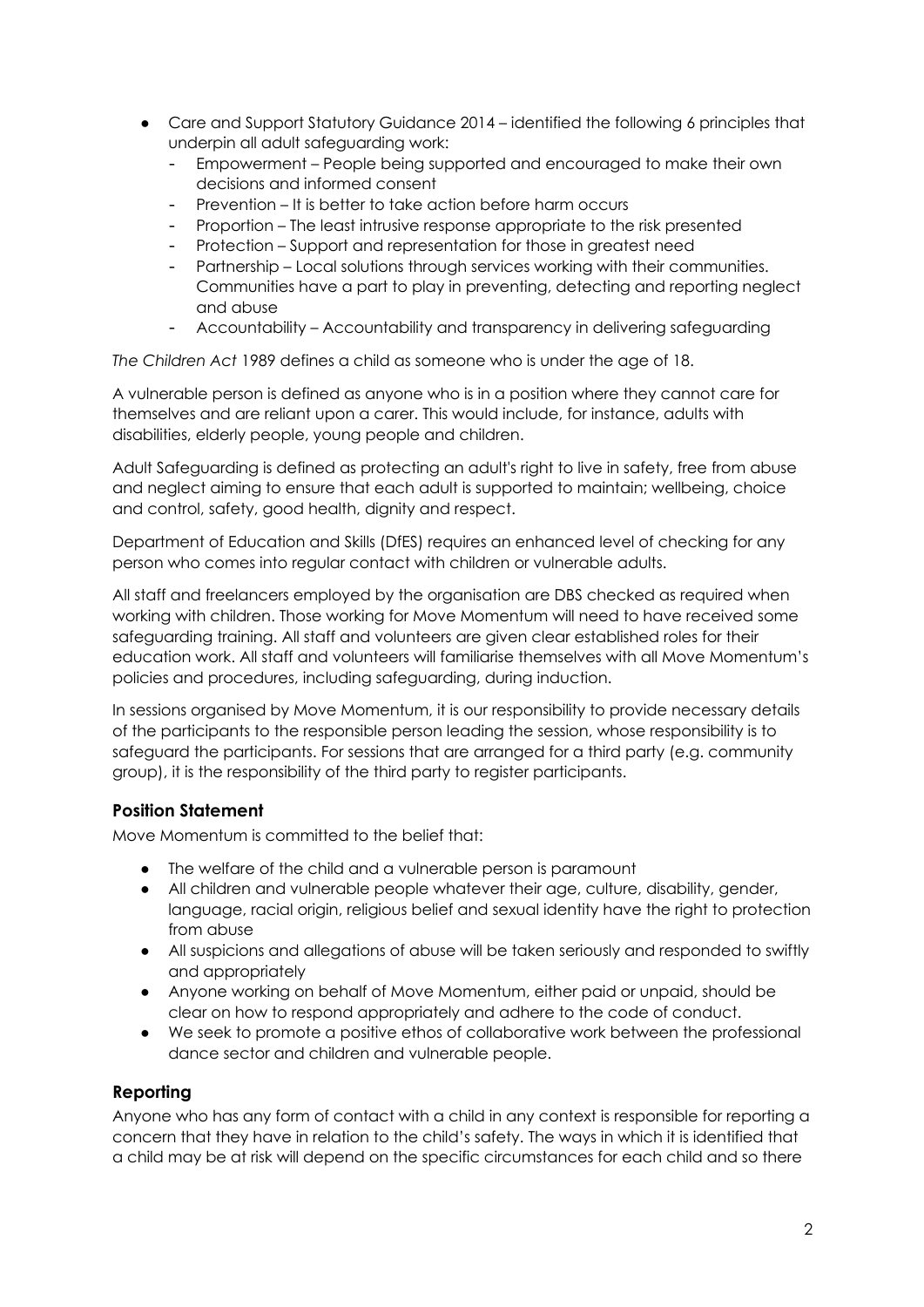- Care and Support Statutory Guidance 2014 – identified the following 6 principles that underpin all adult safeguarding work:
  - Empowerment – People being supported and encouraged to make their own decisions and informed consent
  - Prevention – It is better to take action before harm occurs
  - Proportion – The least intrusive response appropriate to the risk presented
  - Protection – Support and representation for those in greatest need
  - Partnership – Local solutions through services working with their communities. Communities have a part to play in preventing, detecting and reporting neglect and abuse
  - Accountability – Accountability and transparency in delivering safeguarding

*The Children Act* 1989 defines a child as someone who is under the age of 18.

A vulnerable person is defined as anyone who is in a position where they cannot care for themselves and are reliant upon a carer. This would include, for instance, adults with disabilities, elderly people, young people and children.

Adult Safeguarding is defined as protecting an adult's right to live in safety, free from abuse and neglect aiming to ensure that each adult is supported to maintain; wellbeing, choice and control, safety, good health, dignity and respect.

Department of Education and Skills (DfES) requires an enhanced level of checking for any person who comes into regular contact with children or vulnerable adults.

All staff and freelancers employed by the organisation are DBS checked as required when working with children. Those working for Move Momentum will need to have received some safeguarding training. All staff and volunteers are given clear established roles for their education work. All staff and volunteers will familiarise themselves with all Move Momentum's policies and procedures, including safeguarding, during induction.

In sessions organised by Move Momentum, it is our responsibility to provide necessary details of the participants to the responsible person leading the session, whose responsibility is to safeguard the participants. For sessions that are arranged for a third party (e.g. community group), it is the responsibility of the third party to register participants.

### Position Statement

Move Momentum is committed to the belief that:

- The welfare of the child and a vulnerable person is paramount
- All children and vulnerable people whatever their age, culture, disability, gender, language, racial origin, religious belief and sexual identity have the right to protection from abuse
- All suspicions and allegations of abuse will be taken seriously and responded to swiftly and appropriately
- Anyone working on behalf of Move Momentum, either paid or unpaid, should be clear on how to respond appropriately and adhere to the code of conduct.
- We seek to promote a positive ethos of collaborative work between the professional dance sector and children and vulnerable people.

### Reporting

Anyone who has any form of contact with a child in any context is responsible for reporting a concern that they have in relation to the child's safety. The ways in which it is identified that a child may be at risk will depend on the specific circumstances for each child and so there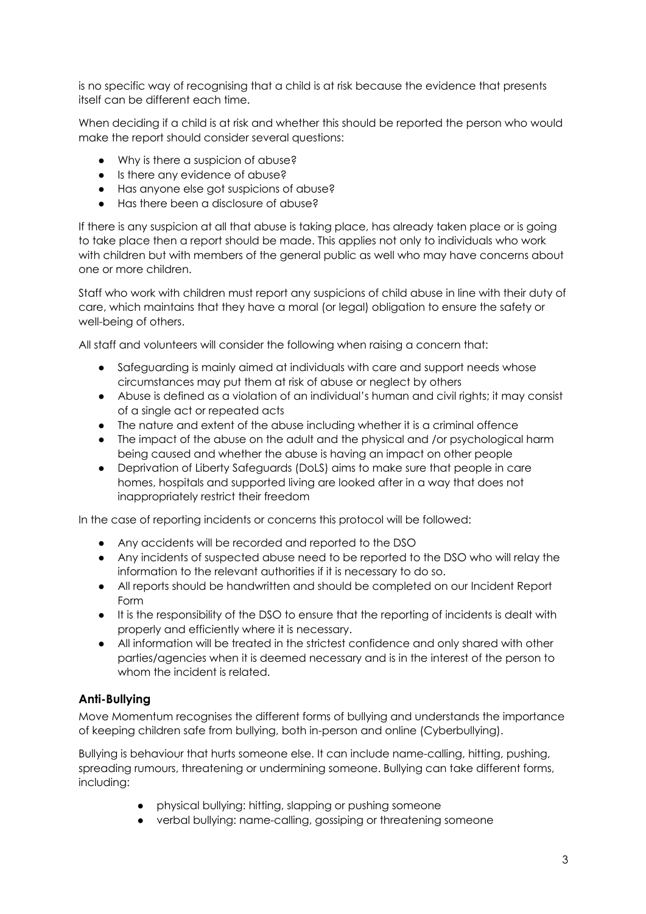is no specific way of recognising that a child is at risk because the evidence that presents itself can be different each time.

When deciding if a child is at risk and whether this should be reported the person who would make the report should consider several questions:

- Why is there a suspicion of abuse?
- Is there any evidence of abuse?
- Has anyone else got suspicions of abuse?
- Has there been a disclosure of abuse?

If there is any suspicion at all that abuse is taking place, has already taken place or is going to take place then a report should be made. This applies not only to individuals who work with children but with members of the general public as well who may have concerns about one or more children.

Staff who work with children must report any suspicions of child abuse in line with their duty of care, which maintains that they have a moral (or legal) obligation to ensure the safety or well-being of others.

All staff and volunteers will consider the following when raising a concern that:

- Safeguarding is mainly aimed at individuals with care and support needs whose circumstances may put them at risk of abuse or neglect by others
- Abuse is defined as a violation of an individual's human and civil rights; it may consist of a single act or repeated acts
- The nature and extent of the abuse including whether it is a criminal offence
- The impact of the abuse on the adult and the physical and /or psychological harm being caused and whether the abuse is having an impact on other people
- Deprivation of Liberty Safeguards (DoLS) aims to make sure that people in care homes, hospitals and supported living are looked after in a way that does not inappropriately restrict their freedom

In the case of reporting incidents or concerns this protocol will be followed:

- Any accidents will be recorded and reported to the DSO
- Any incidents of suspected abuse need to be reported to the DSO who will relay the information to the relevant authorities if it is necessary to do so.
- All reports should be handwritten and should be completed on our Incident Report Form
- It is the responsibility of the DSO to ensure that the reporting of incidents is dealt with properly and efficiently where it is necessary.
- All information will be treated in the strictest confidence and only shared with other parties/agencies when it is deemed necessary and is in the interest of the person to whom the incident is related.

### Anti-Bullying

Move Momentum recognises the different forms of bullying and understands the importance of keeping children safe from bullying, both in-person and online (Cyberbullying).

Bullying is behaviour that hurts someone else. It can include name-calling, hitting, pushing, spreading rumours, threatening or undermining someone. Bullying can take different forms, including:

- physical bullying: hitting, slapping or pushing someone
- verbal bullying: name-calling, gossiping or threatening someone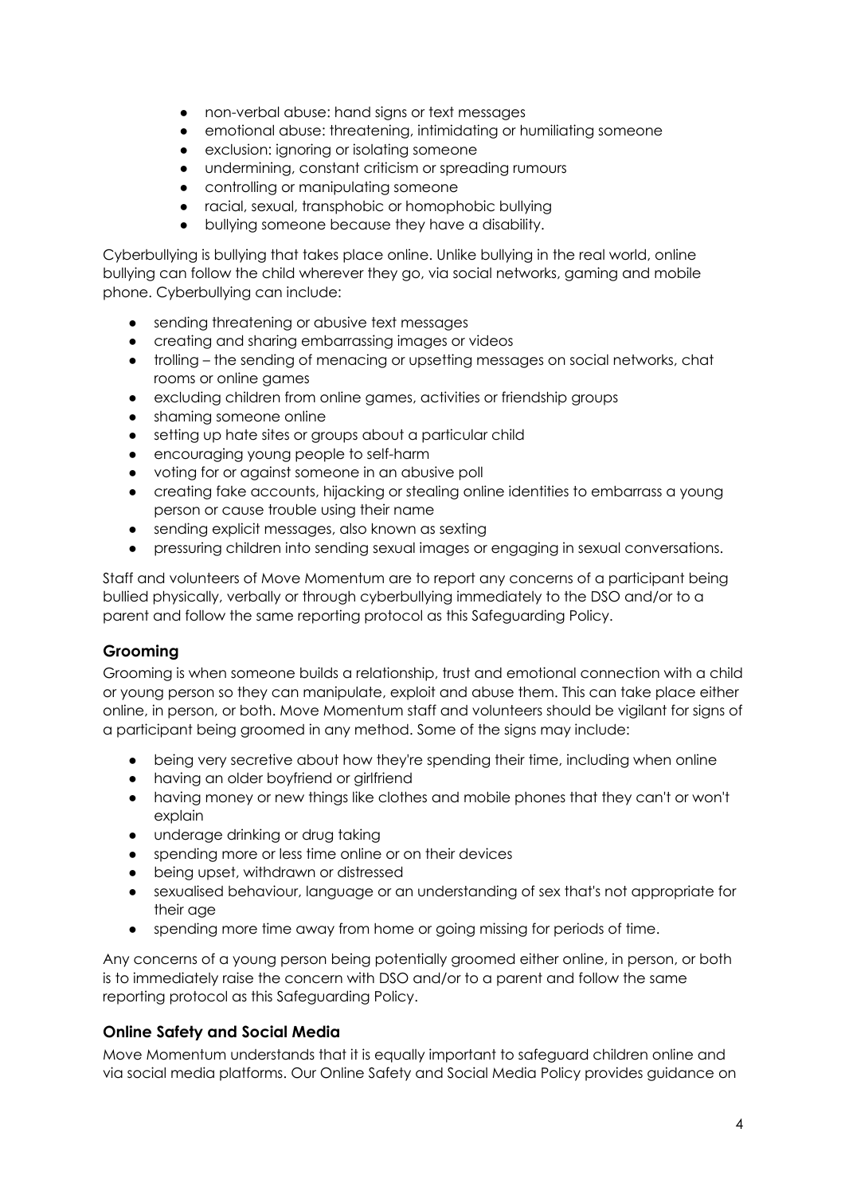- non-verbal abuse: hand signs or text messages
- emotional abuse: threatening, intimidating or humiliating someone
- exclusion: ignoring or isolating someone
- undermining, constant criticism or spreading rumours
- controlling or manipulating someone
- racial, sexual, transphobic or homophobic bullying
- bullying someone because they have a disability.

Cyberbullying is bullying that takes place online. Unlike bullying in the real world, online bullying can follow the child wherever they go, via social networks, gaming and mobile phone. Cyberbullying can include:

- sending threatening or abusive text messages
- creating and sharing embarrassing images or videos
- trolling – the sending of menacing or upsetting messages on social networks, chat rooms or online games
- excluding children from online games, activities or friendship groups
- shaming someone online
- setting up hate sites or groups about a particular child
- encouraging young people to self-harm
- voting for or against someone in an abusive poll
- creating fake accounts, hijacking or stealing online identities to embarrass a young person or cause trouble using their name
- sending explicit messages, also known as sexting
- pressuring children into sending sexual images or engaging in sexual conversations.

Staff and volunteers of Move Momentum are to report any concerns of a participant being bullied physically, verbally or through cyberbullying immediately to the DSO and/or to a parent and follow the same reporting protocol as this Safeguarding Policy.

### Grooming

Grooming is when someone builds a relationship, trust and emotional connection with a child or young person so they can manipulate, exploit and abuse them. This can take place either online, in person, or both. Move Momentum staff and volunteers should be vigilant for signs of a participant being groomed in any method. Some of the signs may include:

- being very secretive about how they're spending their time, including when online
- having an older boyfriend or girlfriend
- having money or new things like clothes and mobile phones that they can't or won't explain
- underage drinking or drug taking
- spending more or less time online or on their devices
- being upset, withdrawn or distressed
- sexualised behaviour, language or an understanding of sex that's not appropriate for their age
- spending more time away from home or going missing for periods of time.

Any concerns of a young person being potentially groomed either online, in person, or both is to immediately raise the concern with DSO and/or to a parent and follow the same reporting protocol as this Safeguarding Policy.

### Online Safety and Social Media

Move Momentum understands that it is equally important to safeguard children online and via social media platforms. Our Online Safety and Social Media Policy provides guidance on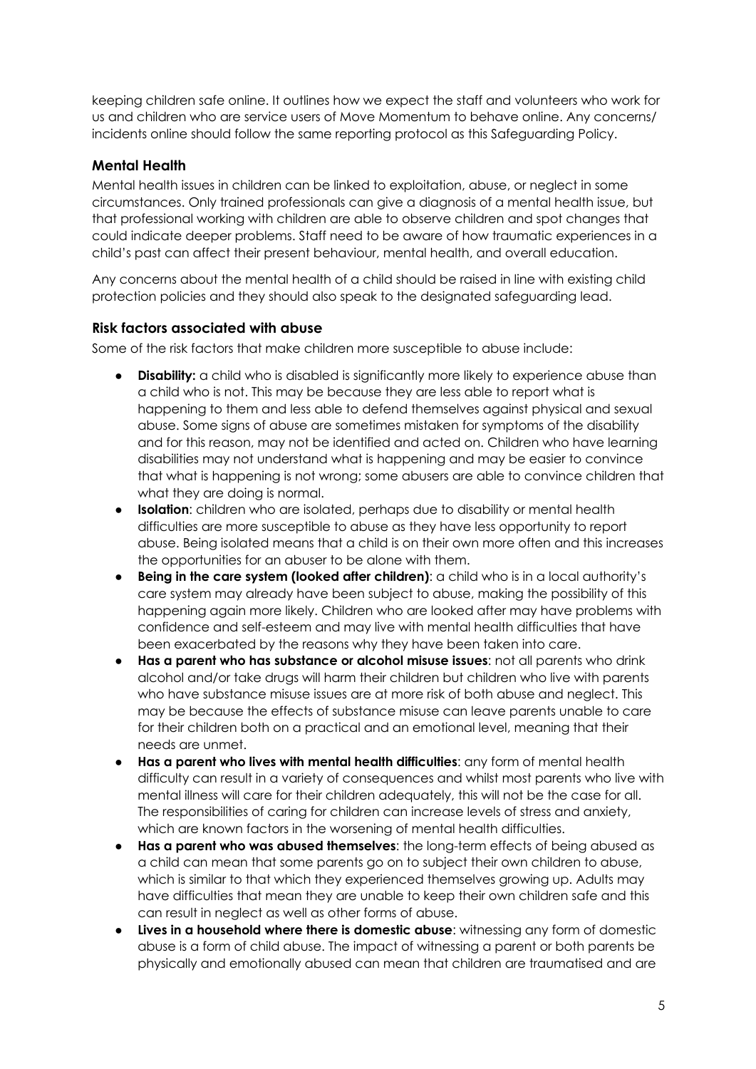keeping children safe online. It outlines how we expect the staff and volunteers who work for us and children who are service users of Move Momentum to behave online. Any concerns/ incidents online should follow the same reporting protocol as this Safeguarding Policy.

### Mental Health

Mental health issues in children can be linked to exploitation, abuse, or neglect in some circumstances. Only trained professionals can give a diagnosis of a mental health issue, but that professional working with children are able to observe children and spot changes that could indicate deeper problems. Staff need to be aware of how traumatic experiences in a child's past can affect their present behaviour, mental health, and overall education.

Any concerns about the mental health of a child should be raised in line with existing child protection policies and they should also speak to the designated safeguarding lead.

### Risk factors associated with abuse

Some of the risk factors that make children more susceptible to abuse include:

- **Disability:** a child who is disabled is significantly more likely to experience abuse than a child who is not. This may be because they are less able to report what is happening to them and less able to defend themselves against physical and sexual abuse. Some signs of abuse are sometimes mistaken for symptoms of the disability and for this reason, may not be identified and acted on. Children who have learning disabilities may not understand what is happening and may be easier to convince that what is happening is not wrong; some abusers are able to convince children that what they are doing is normal.
- **Isolation**: children who are isolated, perhaps due to disability or mental health difficulties are more susceptible to abuse as they have less opportunity to report abuse. Being isolated means that a child is on their own more often and this increases the opportunities for an abuser to be alone with them.
- **Being in the care system (looked after children)**: a child who is in a local authority's care system may already have been subject to abuse, making the possibility of this happening again more likely. Children who are looked after may have problems with confidence and self-esteem and may live with mental health difficulties that have been exacerbated by the reasons why they have been taken into care.
- **Has a parent who has substance or alcohol misuse issues**: not all parents who drink alcohol and/or take drugs will harm their children but children who live with parents who have substance misuse issues are at more risk of both abuse and neglect. This may be because the effects of substance misuse can leave parents unable to care for their children both on a practical and an emotional level, meaning that their needs are unmet.
- **Has a parent who lives with mental health difficulties**: any form of mental health difficulty can result in a variety of consequences and whilst most parents who live with mental illness will care for their children adequately, this will not be the case for all. The responsibilities of caring for children can increase levels of stress and anxiety, which are known factors in the worsening of mental health difficulties.
- **Has a parent who was abused themselves**: the long-term effects of being abused as a child can mean that some parents go on to subject their own children to abuse, which is similar to that which they experienced themselves growing up. Adults may have difficulties that mean they are unable to keep their own children safe and this can result in neglect as well as other forms of abuse.
- **Lives in a household where there is domestic abuse**: witnessing any form of domestic abuse is a form of child abuse. The impact of witnessing a parent or both parents be physically and emotionally abused can mean that children are traumatised and are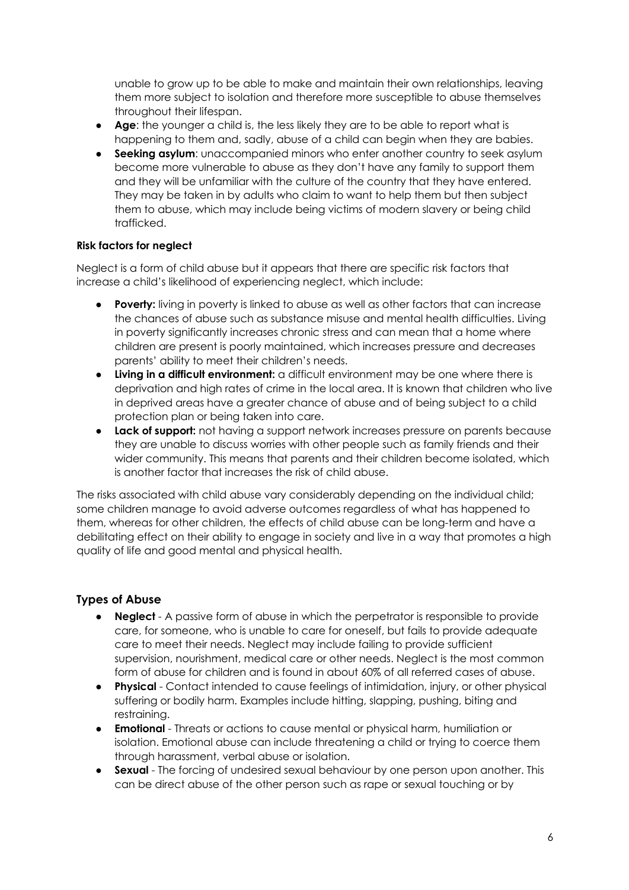unable to grow up to be able to make and maintain their own relationships, leaving them more subject to isolation and therefore more susceptible to abuse themselves throughout their lifespan.

- **Age**: the younger a child is, the less likely they are to be able to report what is happening to them and, sadly, abuse of a child can begin when they are babies.
- **Seeking asylum**: unaccompanied minors who enter another country to seek asylum become more vulnerable to abuse as they don't have any family to support them and they will be unfamiliar with the culture of the country that they have entered. They may be taken in by adults who claim to want to help them but then subject them to abuse, which may include being victims of modern slavery or being child trafficked.

**Risk factors for neglect**

Neglect is a form of child abuse but it appears that there are specific risk factors that increase a child's likelihood of experiencing neglect, which include:

- **Poverty:** living in poverty is linked to abuse as well as other factors that can increase the chances of abuse such as substance misuse and mental health difficulties. Living in poverty significantly increases chronic stress and can mean that a home where children are present is poorly maintained, which increases pressure and decreases parents' ability to meet their children's needs.
- **Living in a difficult environment:** a difficult environment may be one where there is deprivation and high rates of crime in the local area. It is known that children who live in deprived areas have a greater chance of abuse and of being subject to a child protection plan or being taken into care.
- **Lack of support:** not having a support network increases pressure on parents because they are unable to discuss worries with other people such as family friends and their wider community. This means that parents and their children become isolated, which is another factor that increases the risk of child abuse.

The risks associated with child abuse vary considerably depending on the individual child; some children manage to avoid adverse outcomes regardless of what has happened to them, whereas for other children, the effects of child abuse can be long-term and have a debilitating effect on their ability to engage in society and live in a way that promotes a high quality of life and good mental and physical health.

## Types of Abuse

- **Neglect** - A passive form of abuse in which the perpetrator is responsible to provide care, for someone, who is unable to care for oneself, but fails to provide adequate care to meet their needs. Neglect may include failing to provide sufficient supervision, nourishment, medical care or other needs. Neglect is the most common form of abuse for children and is found in about 60% of all referred cases of abuse.
- **Physical** - Contact intended to cause feelings of intimidation, injury, or other physical suffering or bodily harm. Examples include hitting, slapping, pushing, biting and restraining.
- **Emotional** - Threats or actions to cause mental or physical harm, humiliation or isolation. Emotional abuse can include threatening a child or trying to coerce them through harassment, verbal abuse or isolation.
- **Sexual** - The forcing of undesired sexual behaviour by one person upon another. This can be direct abuse of the other person such as rape or sexual touching or by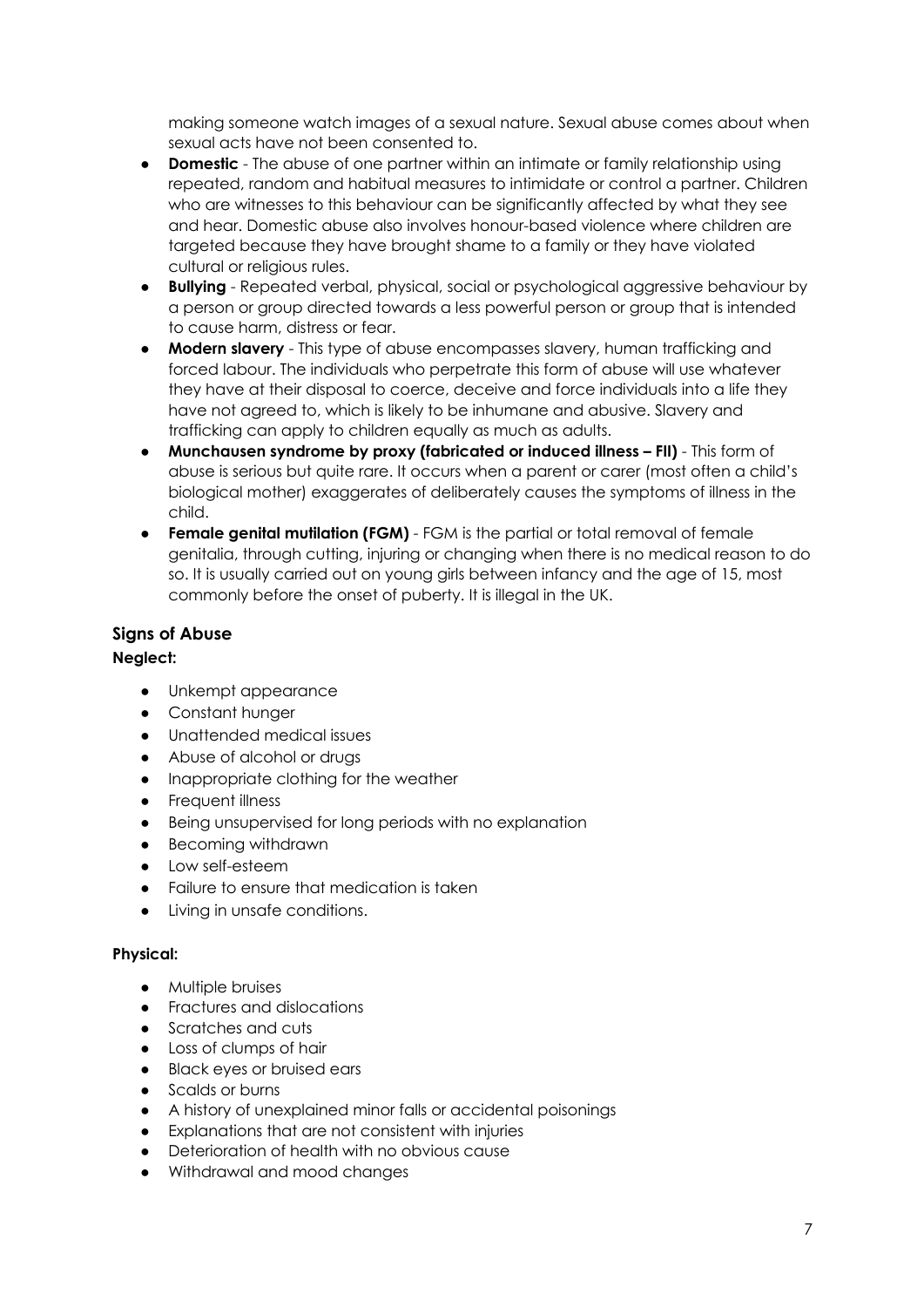making someone watch images of a sexual nature. Sexual abuse comes about when sexual acts have not been consented to.

- **Domestic** - The abuse of one partner within an intimate or family relationship using repeated, random and habitual measures to intimidate or control a partner. Children who are witnesses to this behaviour can be significantly affected by what they see and hear. Domestic abuse also involves honour-based violence where children are targeted because they have brought shame to a family or they have violated cultural or religious rules.
- **Bullying** - Repeated verbal, physical, social or psychological aggressive behaviour by a person or group directed towards a less powerful person or group that is intended to cause harm, distress or fear.
- **Modern slavery** - This type of abuse encompasses slavery, human trafficking and forced labour. The individuals who perpetrate this form of abuse will use whatever they have at their disposal to coerce, deceive and force individuals into a life they have not agreed to, which is likely to be inhumane and abusive. Slavery and trafficking can apply to children equally as much as adults.
- **Munchausen syndrome by proxy (fabricated or induced illness – FII)** - This form of abuse is serious but quite rare. It occurs when a parent or carer (most often a child's biological mother) exaggerates of deliberately causes the symptoms of illness in the child.
- **Female genital mutilation (FGM)** - FGM is the partial or total removal of female genitalia, through cutting, injuring or changing when there is no medical reason to do so. It is usually carried out on young girls between infancy and the age of 15, most commonly before the onset of puberty. It is illegal in the UK.

## Signs of Abuse

### Neglect:

- Unkempt appearance
- Constant hunger
- Unattended medical issues
- Abuse of alcohol or drugs
- Inappropriate clothing for the weather
- Frequent illness
- Being unsupervised for long periods with no explanation
- Becoming withdrawn
- Low self-esteem
- Failure to ensure that medication is taken
- Living in unsafe conditions.

### Physical:

- Multiple bruises
- Fractures and dislocations
- Scratches and cuts
- Loss of clumps of hair
- Black eyes or bruised ears
- Scalds or burns
- A history of unexplained minor falls or accidental poisonings
- Explanations that are not consistent with injuries
- Deterioration of health with no obvious cause
- Withdrawal and mood changes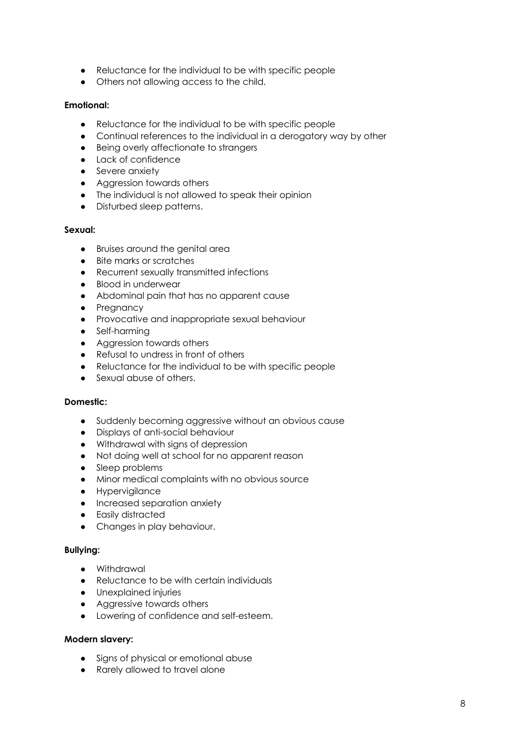- Reluctance for the individual to be with specific people
- Others not allowing access to the child.

**Emotional:**

- Reluctance for the individual to be with specific people
- Continual references to the individual in a derogatory way by other
- Being overly affectionate to strangers
- Lack of confidence
- Severe anxiety
- Aggression towards others
- The individual is not allowed to speak their opinion
- Disturbed sleep patterns.

**Sexual:**

- Bruises around the genital area
- Bite marks or scratches
- Recurrent sexually transmitted infections
- Blood in underwear
- Abdominal pain that has no apparent cause
- Pregnancy
- Provocative and inappropriate sexual behaviour
- Self-harming
- Aggression towards others
- Refusal to undress in front of others
- Reluctance for the individual to be with specific people
- Sexual abuse of others.

**Domestic:**

- Suddenly becoming aggressive without an obvious cause
- Displays of anti-social behaviour
- Withdrawal with signs of depression
- Not doing well at school for no apparent reason
- Sleep problems
- Minor medical complaints with no obvious source
- Hypervigilance
- Increased separation anxiety
- Easily distracted
- Changes in play behaviour.

**Bullying:**

- Withdrawal
- Reluctance to be with certain individuals
- Unexplained injuries
- Aggressive towards others
- Lowering of confidence and self-esteem.

**Modern slavery:**

- Signs of physical or emotional abuse
- Rarely allowed to travel alone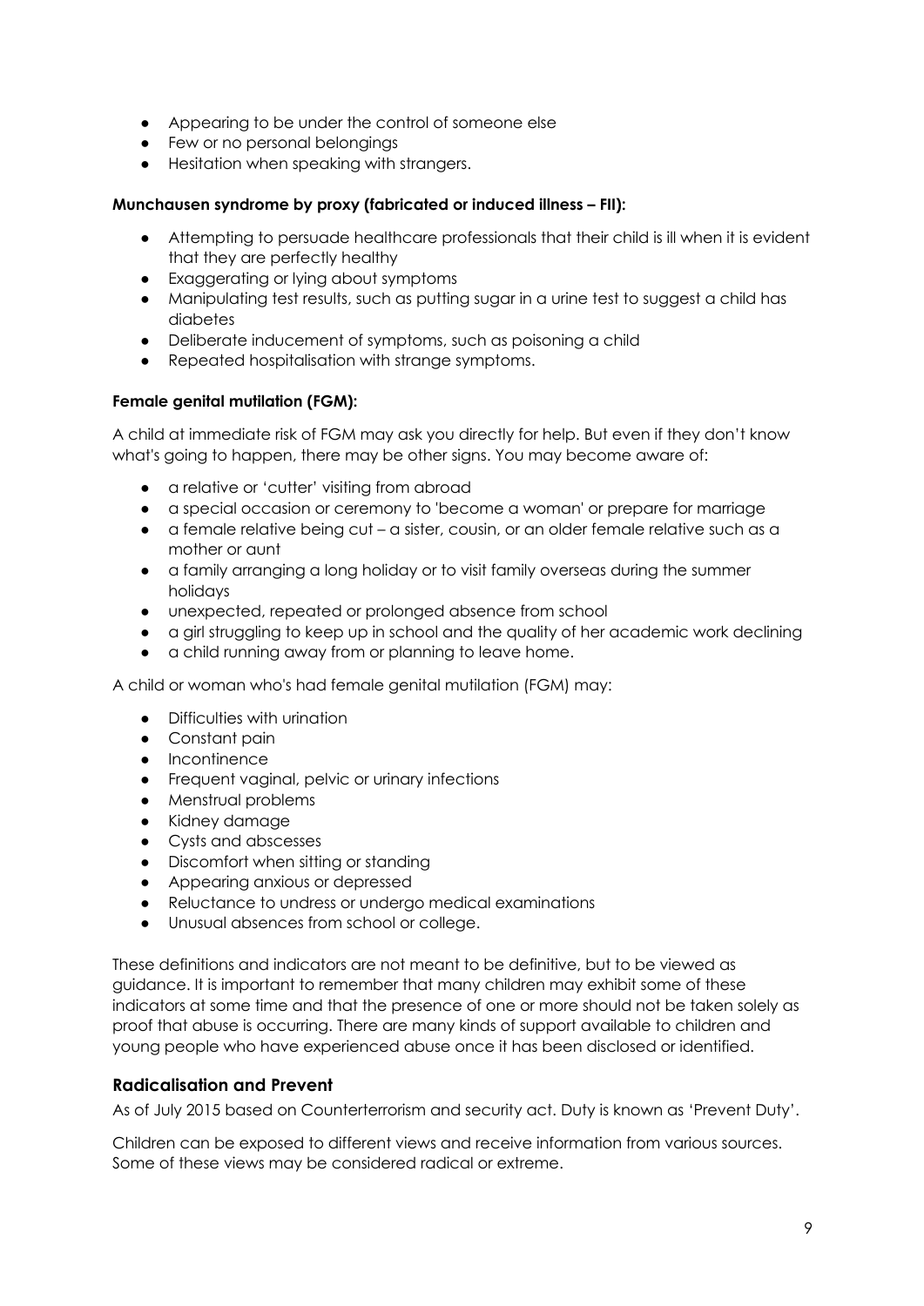- Appearing to be under the control of someone else
- Few or no personal belongings
- Hesitation when speaking with strangers.

**Munchausen syndrome by proxy (fabricated or induced illness – FII):**

- Attempting to persuade healthcare professionals that their child is ill when it is evident that they are perfectly healthy
- Exaggerating or lying about symptoms
- Manipulating test results, such as putting sugar in a urine test to suggest a child has diabetes
- Deliberate inducement of symptoms, such as poisoning a child
- Repeated hospitalisation with strange symptoms.

**Female genital mutilation (FGM):**

A child at immediate risk of FGM may ask you directly for help. But even if they don't know what's going to happen, there may be other signs. You may become aware of:

- a relative or 'cutter' visiting from abroad
- a special occasion or ceremony to 'become a woman' or prepare for marriage
- a female relative being cut – a sister, cousin, or an older female relative such as a mother or aunt
- a family arranging a long holiday or to visit family overseas during the summer holidays
- unexpected, repeated or prolonged absence from school
- a girl struggling to keep up in school and the quality of her academic work declining
- a child running away from or planning to leave home.

A child or woman who's had female genital mutilation (FGM) may:

- Difficulties with urination
- Constant pain
- Incontinence
- Frequent vaginal, pelvic or urinary infections
- Menstrual problems
- Kidney damage
- Cysts and abscesses
- Discomfort when sitting or standing
- Appearing anxious or depressed
- Reluctance to undress or undergo medical examinations
- Unusual absences from school or college.

These definitions and indicators are not meant to be definitive, but to be viewed as guidance. It is important to remember that many children may exhibit some of these indicators at some time and that the presence of one or more should not be taken solely as proof that abuse is occurring. There are many kinds of support available to children and young people who have experienced abuse once it has been disclosed or identified.

## Radicalisation and Prevent

As of July 2015 based on Counterterrorism and security act. Duty is known as 'Prevent Duty'.

Children can be exposed to different views and receive information from various sources. Some of these views may be considered radical or extreme.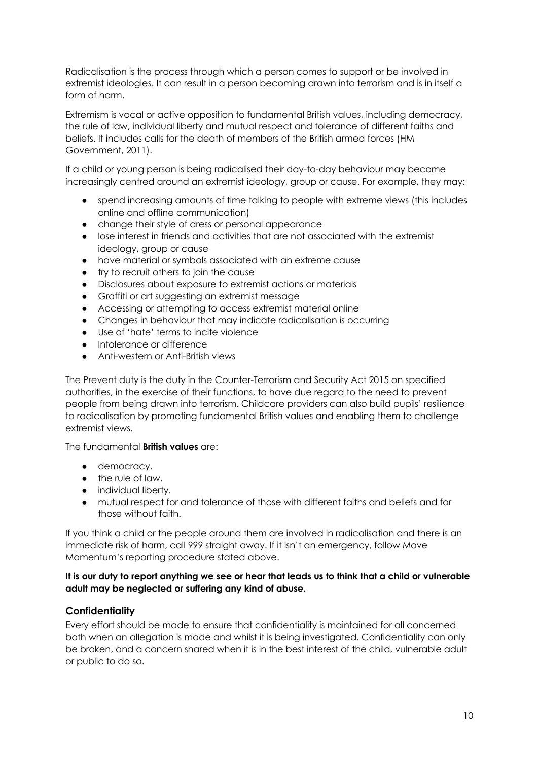Radicalisation is the process through which a person comes to support or be involved in extremist ideologies. It can result in a person becoming drawn into terrorism and is in itself a form of harm.

Extremism is vocal or active opposition to fundamental British values, including democracy, the rule of law, individual liberty and mutual respect and tolerance of different faiths and beliefs. It includes calls for the death of members of the British armed forces (HM Government, 2011).

If a child or young person is being radicalised their day-to-day behaviour may become increasingly centred around an extremist ideology, group or cause. For example, they may:

- spend increasing amounts of time talking to people with extreme views (this includes online and offline communication)
- change their style of dress or personal appearance
- lose interest in friends and activities that are not associated with the extremist ideology, group or cause
- have material or symbols associated with an extreme cause
- try to recruit others to join the cause
- Disclosures about exposure to extremist actions or materials
- Graffiti or art suggesting an extremist message
- Accessing or attempting to access extremist material online
- Changes in behaviour that may indicate radicalisation is occurring
- Use of 'hate' terms to incite violence
- Intolerance or difference
- Anti-western or Anti-British views

The Prevent duty is the duty in the Counter-Terrorism and Security Act 2015 on specified authorities, in the exercise of their functions, to have due regard to the need to prevent people from being drawn into terrorism. Childcare providers can also build pupils' resilience to radicalisation by promoting fundamental British values and enabling them to challenge extremist views.

The fundamental **British values** are:

- democracy.
- the rule of law.
- individual liberty.
- mutual respect for and tolerance of those with different faiths and beliefs and for those without faith.

If you think a child or the people around them are involved in radicalisation and there is an immediate risk of harm, call 999 straight away. If it isn't an emergency, follow Move Momentum's reporting procedure stated above.

**It is our duty to report anything we see or hear that leads us to think that a child or vulnerable adult may be neglected or suffering any kind of abuse.**

### Confidentiality

Every effort should be made to ensure that confidentiality is maintained for all concerned both when an allegation is made and whilst it is being investigated. Confidentiality can only be broken, and a concern shared when it is in the best interest of the child, vulnerable adult or public to do so.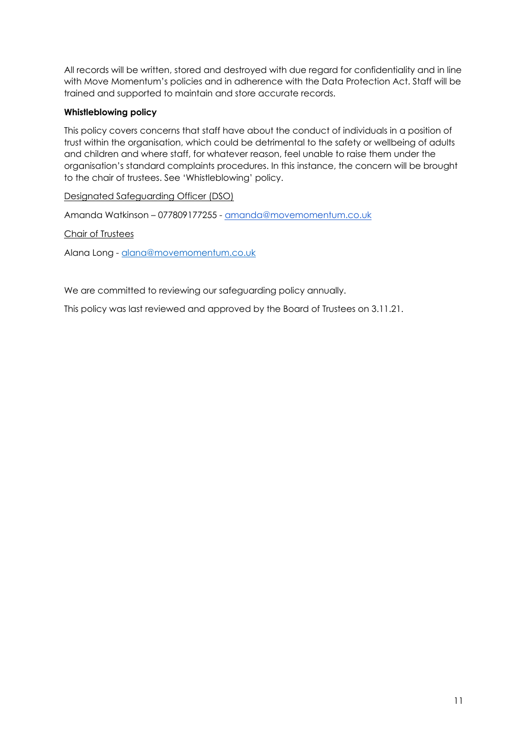All records will be written, stored and destroyed with due regard for confidentiality and in line with Move Momentum's policies and in adherence with the Data Protection Act. Staff will be trained and supported to maintain and store accurate records.

**Whistleblowing policy**

This policy covers concerns that staff have about the conduct of individuals in a position of trust within the organisation, which could be detrimental to the safety or wellbeing of adults and children and where staff, for whatever reason, feel unable to raise them under the organisation's standard complaints procedures. In this instance, the concern will be brought to the chair of trustees. See 'Whistleblowing' policy.

Designated Safeguarding Officer (DSO)

Amanda Watkinson – 077809177255 - amanda@movemomentum.co.uk

Chair of Trustees

Alana Long - alana@movemomentum.co.uk

We are committed to reviewing our safeguarding policy annually.

This policy was last reviewed and approved by the Board of Trustees on 3.11.21.